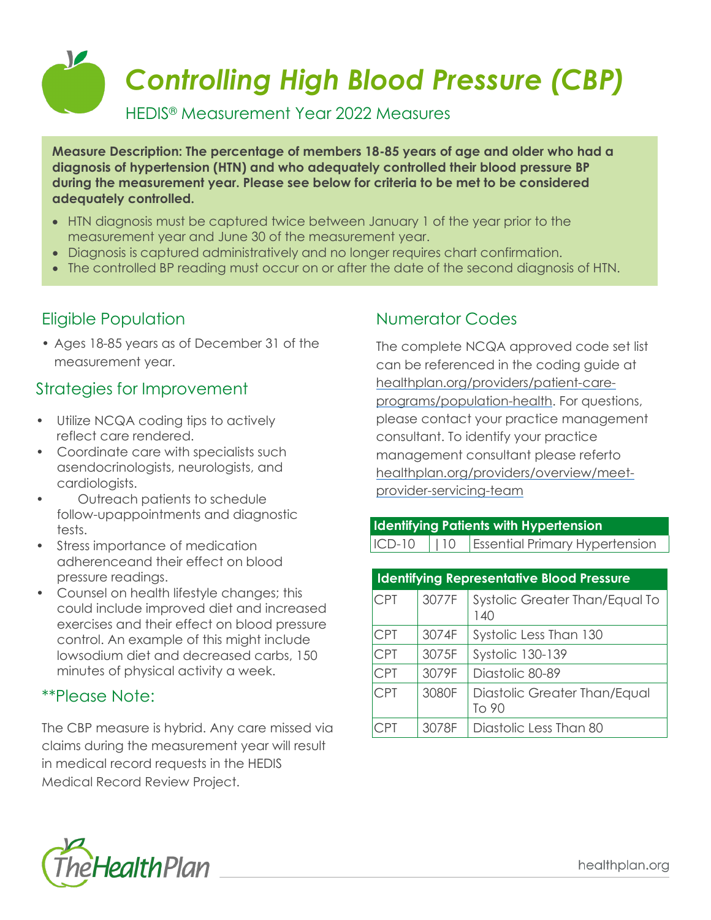# Controlling High Blood Pressure (CBP)

HEDIS® Measurement Year 2022 Measures

**Measure Description: The percentage of members 18-85 years of age and older who had a diagnosis of hypertension (HTN) and who adequately controlled their blood pressure BP during the measurement year. Please see below for criteria to be met to be considered adequately controlled.**

- HTN diagnosis must be captured twice between January 1 of the year prior to the measurement year and June 30 of the measurement year.
- Diagnosis is captured administratively and no longer requires chart confirmation.
- The controlled BP reading must occur on or after the date of the second diagnosis of HTN.

## Eligible Population

- Ages 18-85 years as of December 31 of the measurement year.

## Strategies for Improvement

- Utilize NCQA coding tips to actively reflect care rendered.
- Coordinate care with specialists such asendocrinologists, neurologists, and cardiologists.
- Outreach patients to schedule follow-upappointments and diagnostic tests.
- Stress importance of medication adherenceand their effect on blood pressure readings.
- Counsel on health lifestyle changes; this could include improved diet and increased exercises and their effect on blood pressure control. An example of this might include lowsodium diet and decreased carbs, 150 minutes of physical activity a week.

## **Please Note:

The CBP measure is hybrid. Any care missed via claims during the measurement year will result in medical record requests in the HEDIS Medical Record Review Project.

## Numerator Codes

The complete NCQA approved code set list can be referenced in the coding guide at healthplan.org/providers/patient-care-programs/population-health. For questions, please contact your practice management consultant. To identify your practice management consultant please referto healthplan.org/providers/overview/meet-provider-servicing-team

| Identifying Patients with Hypertension | | |
|---|---|---|
| ICD-10 | I10 | Essential Primary Hypertension |

| Identifying Representative Blood Pressure | | |
|---|---|---|
| CPT | 3077F | Systolic Greater Than/Equal To 140 |
| CPT | 3074F | Systolic Less Than 130 |
| CPT | 3075F | Systolic 130-139 |
| CPT | 3079F | Diastolic 80-89 |
| CPT | 3080F | Diastolic Greater Than/Equal To 90 |
| CPT | 3078F | Diastolic Less Than 80 |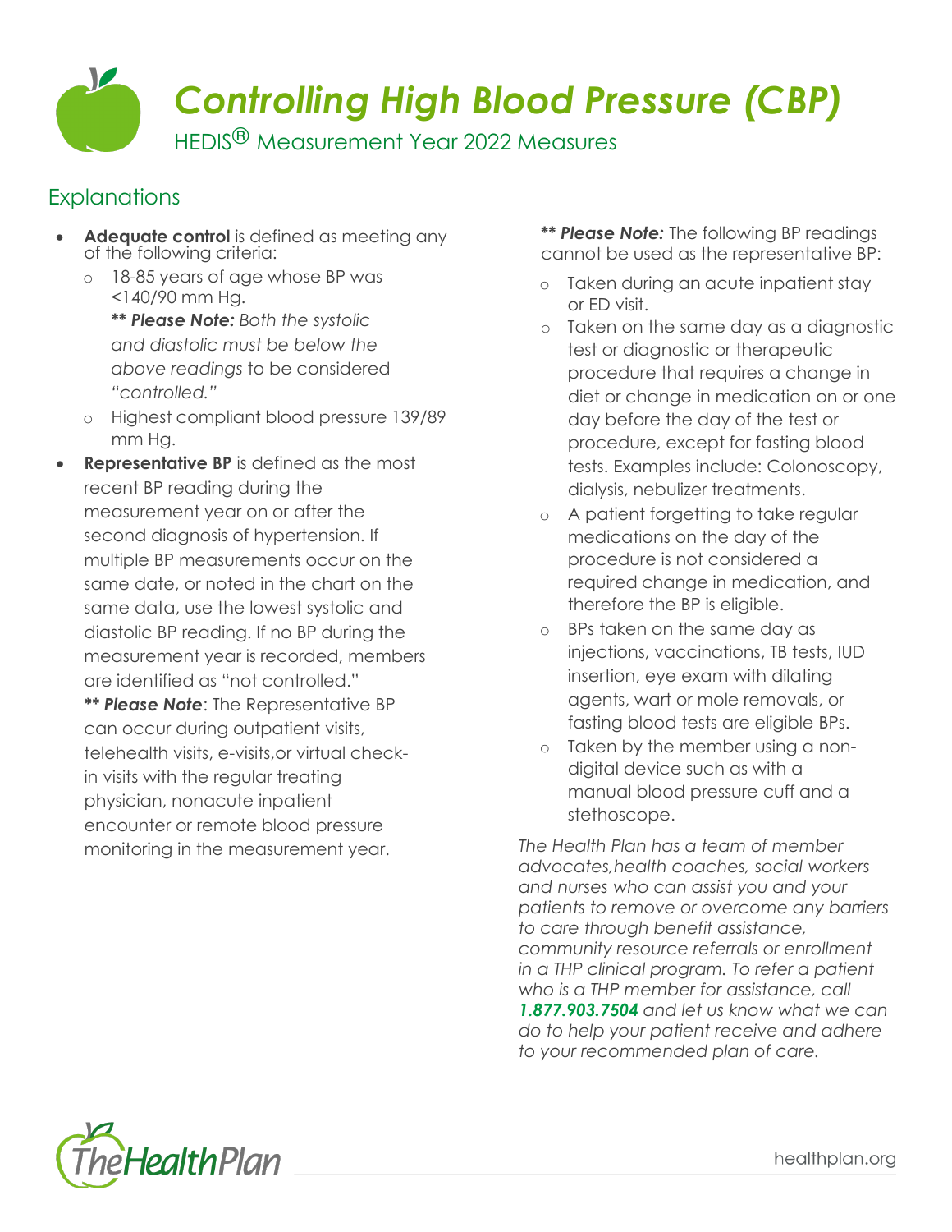# *Controlling High Blood Pressure (CBP)*

HEDIS® Measurement Year 2022 Measures

## Explanations

- **Adequate control** is defined as meeting any of the following criteria:
  - 18-85 years of age whose BP was <140/90 mm Hg.
    ***\*\* Please Note:*** *Both the systolic and diastolic must be below the above readings* to be considered *"controlled."*
  - Highest compliant blood pressure 139/89 mm Hg.
- **Representative BP** is defined as the most recent BP reading during the measurement year on or after the second diagnosis of hypertension. If multiple BP measurements occur on the same date, or noted in the chart on the same data, use the lowest systolic and diastolic BP reading. If no BP during the measurement year is recorded, members are identified as "not controlled."
  ***\*\* Please Note***: The Representative BP can occur during outpatient visits, telehealth visits, e-visits,or virtual check-in visits with the regular treating physician, nonacute inpatient encounter or remote blood pressure monitoring in the measurement year.

***\*\* Please Note:*** The following BP readings cannot be used as the representative BP:

- Taken during an acute inpatient stay or ED visit.
- Taken on the same day as a diagnostic test or diagnostic or therapeutic procedure that requires a change in diet or change in medication on or one day before the day of the test or procedure, except for fasting blood tests. Examples include: Colonoscopy, dialysis, nebulizer treatments.
- A patient forgetting to take regular medications on the day of the procedure is not considered a required change in medication, and therefore the BP is eligible.
- BPs taken on the same day as injections, vaccinations, TB tests, IUD insertion, eye exam with dilating agents, wart or mole removals, or fasting blood tests are eligible BPs.
- Taken by the member using a non-digital device such as with a manual blood pressure cuff and a stethoscope.

*The Health Plan has a team of member advocates,health coaches, social workers and nurses who can assist you and your patients to remove or overcome any barriers to care through benefit assistance, community resource referrals or enrollment in a THP clinical program. To refer a patient who is a THP member for assistance, call* ***1.877.903.7504*** *and let us know what we can do to help your patient receive and adhere to your recommended plan of care.*

TheHealthPlan

healthplan.org